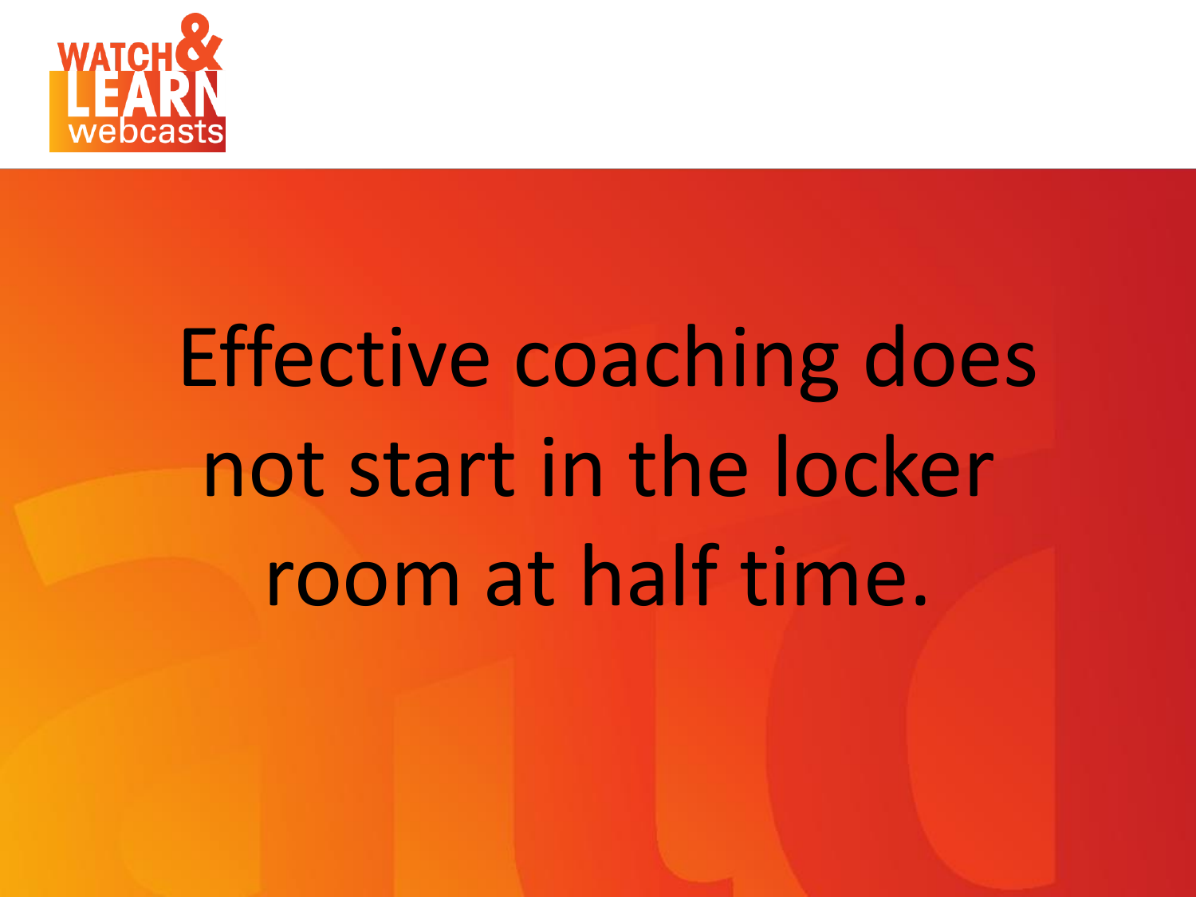WATCH & LEARN webcasts

# Effective coaching does not start in the locker room at half time.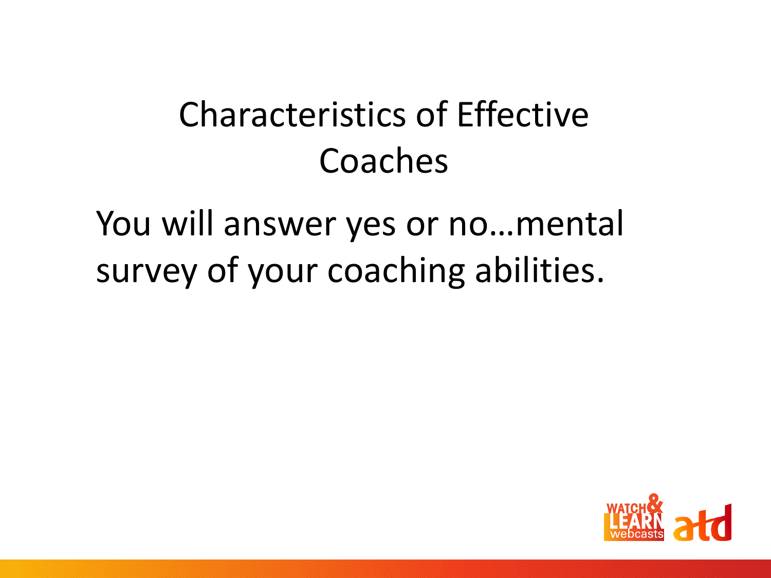# Characteristics of Effective Coaches

You will answer yes or no…mental survey of your coaching abilities.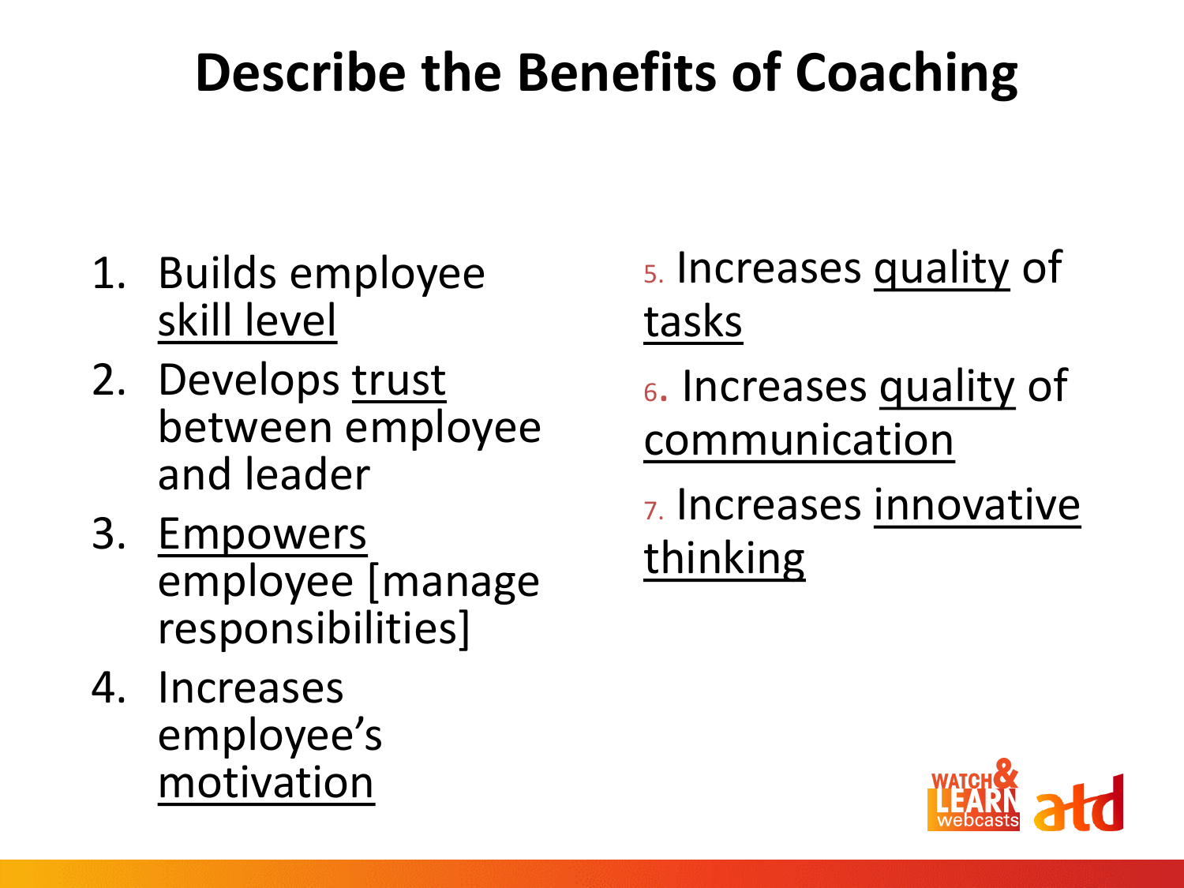# Describe the Benefits of Coaching

1. Builds employee <u>skill level</u>
2. Develops <u>trust</u> between employee and leader
3. <u>Empowers</u> employee [manage responsibilities]
4. Increases employee's <u>motivation</u>
5. Increases <u>quality</u> of <u>tasks</u>
6. Increases <u>quality</u> of <u>communication</u>
7. Increases <u>innovative thinking</u>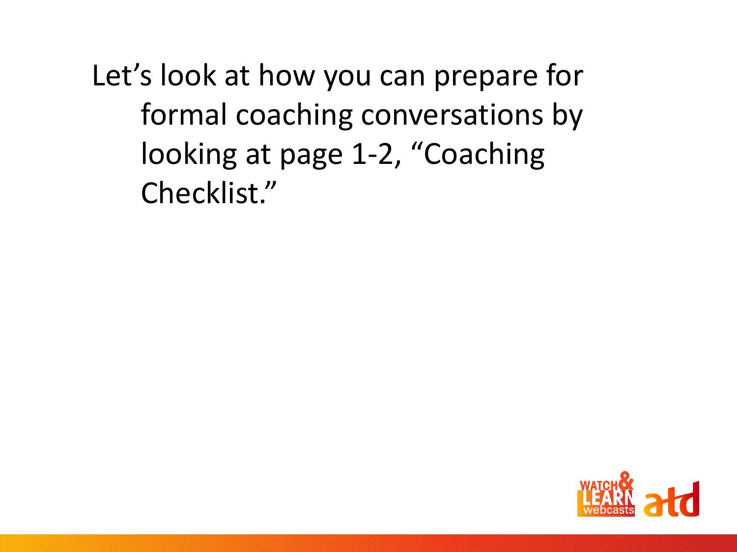Let's look at how you can prepare for formal coaching conversations by looking at page 1-2, "Coaching Checklist."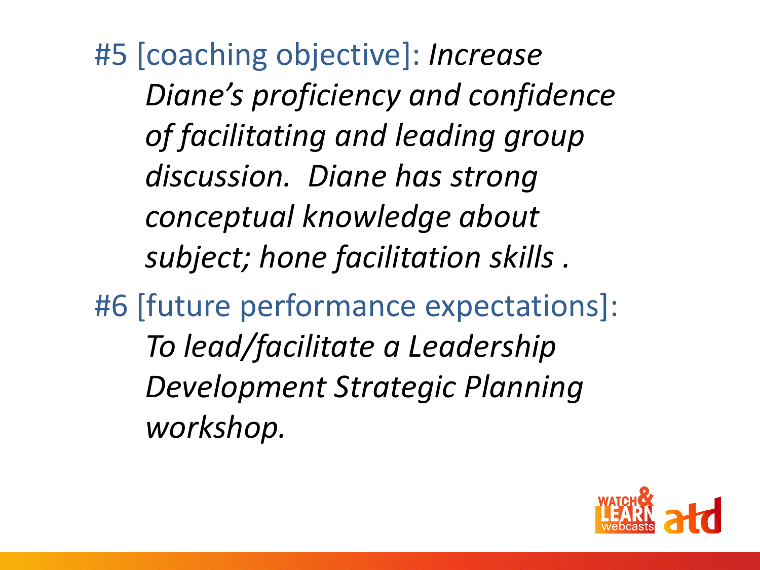#5 [coaching objective]: *Increase Diane's proficiency and confidence of facilitating and leading group discussion. Diane has strong conceptual knowledge about subject; hone facilitation skills .*

#6 [future performance expectations]: *To lead/facilitate a Leadership Development Strategic Planning workshop.*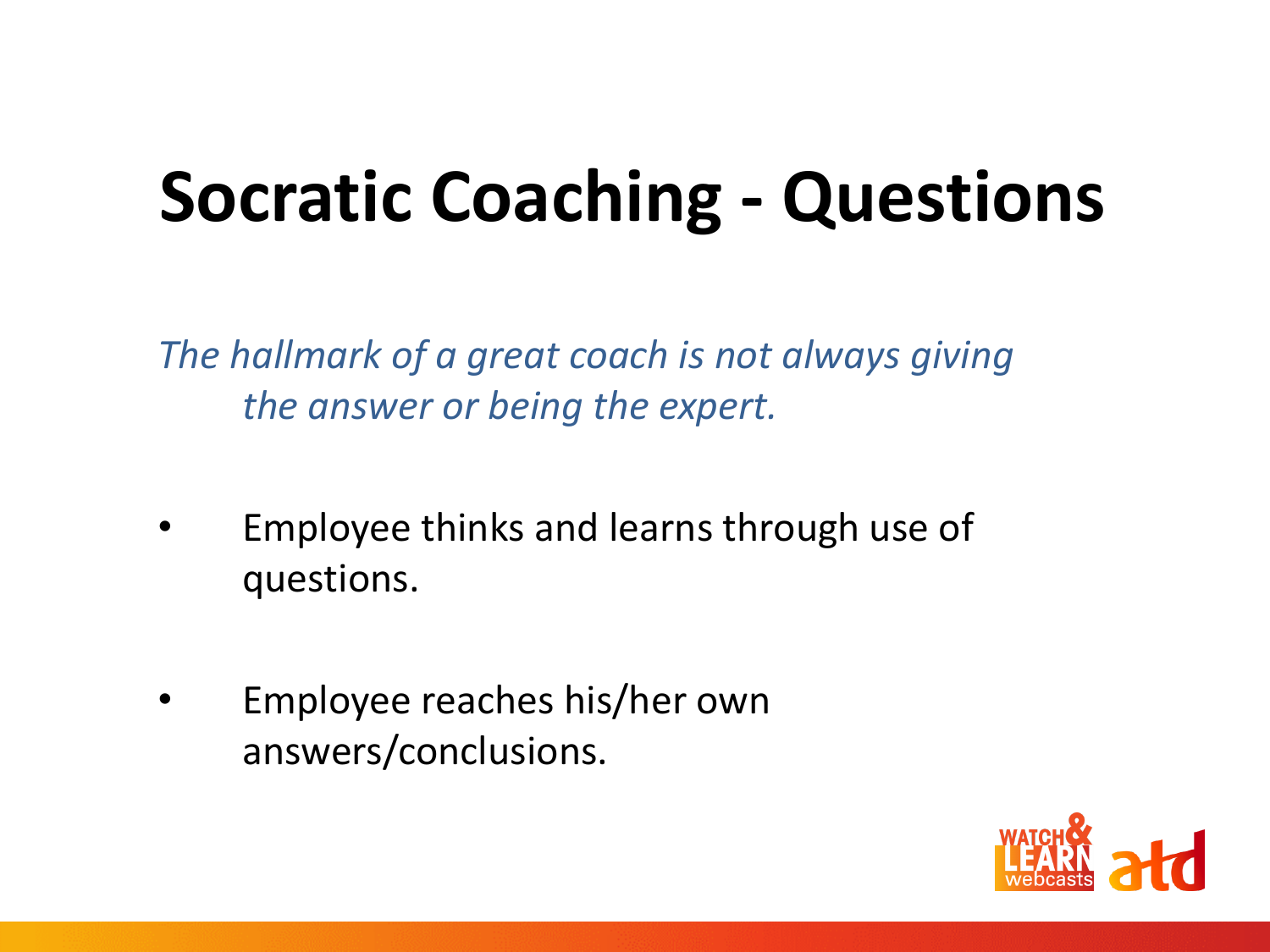# Socratic Coaching - Questions

*The hallmark of a great coach is not always giving the answer or being the expert.*

- Employee thinks and learns through use of questions.
- Employee reaches his/her own answers/conclusions.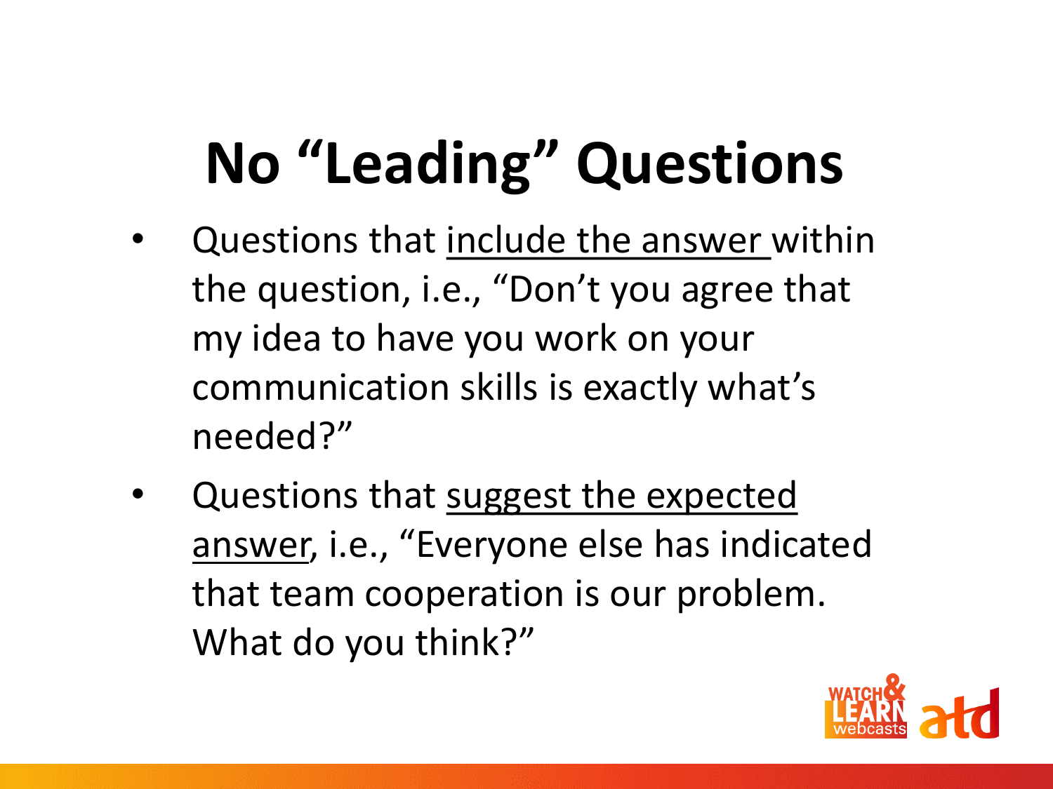# No "Leading" Questions

- Questions that <u>include the answer</u> within the question, i.e., "Don't you agree that my idea to have you work on your communication skills is exactly what's needed?"
- Questions that <u>suggest the expected answer</u>, i.e., "Everyone else has indicated that team cooperation is our problem. What do you think?"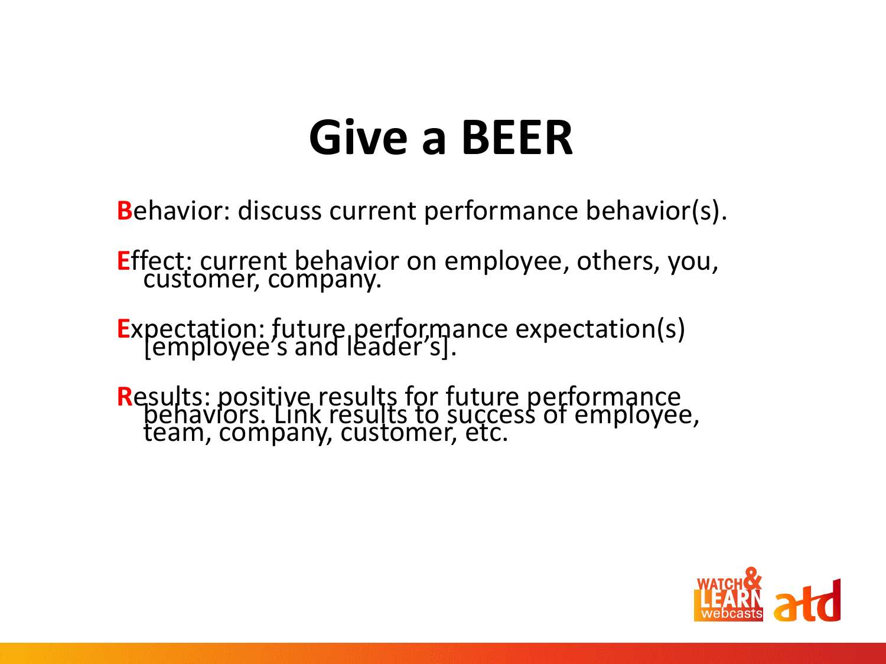# Give a BEER

**B**ehavior: discuss current performance behavior(s).

**E**ffect: current behavior on employee, others, you, customer, company.

**E**xpectation: future performance expectation(s) [employee's and leader's].

**R**esults: positive results for future performance behaviors. Link results to success of employee, team, company, customer, etc.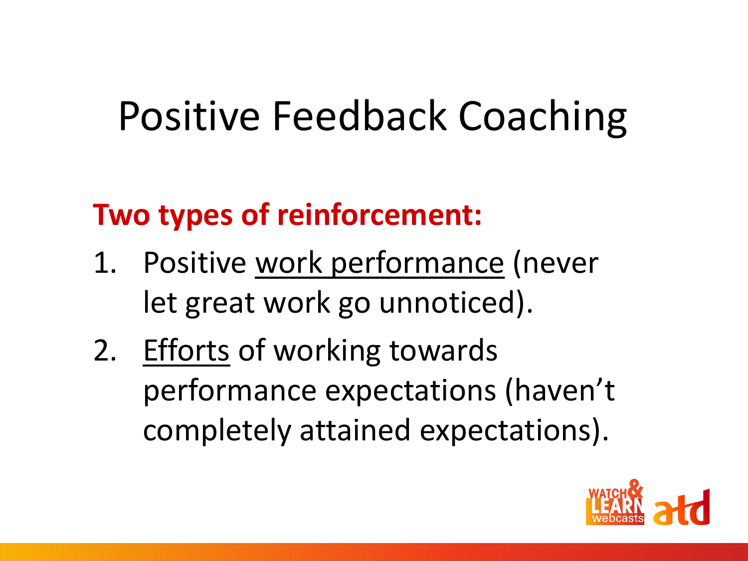# Positive Feedback Coaching

**Two types of reinforcement:**

1. Positive work performance (never let great work go unnoticed).
2. Efforts of working towards performance expectations (haven't completely attained expectations).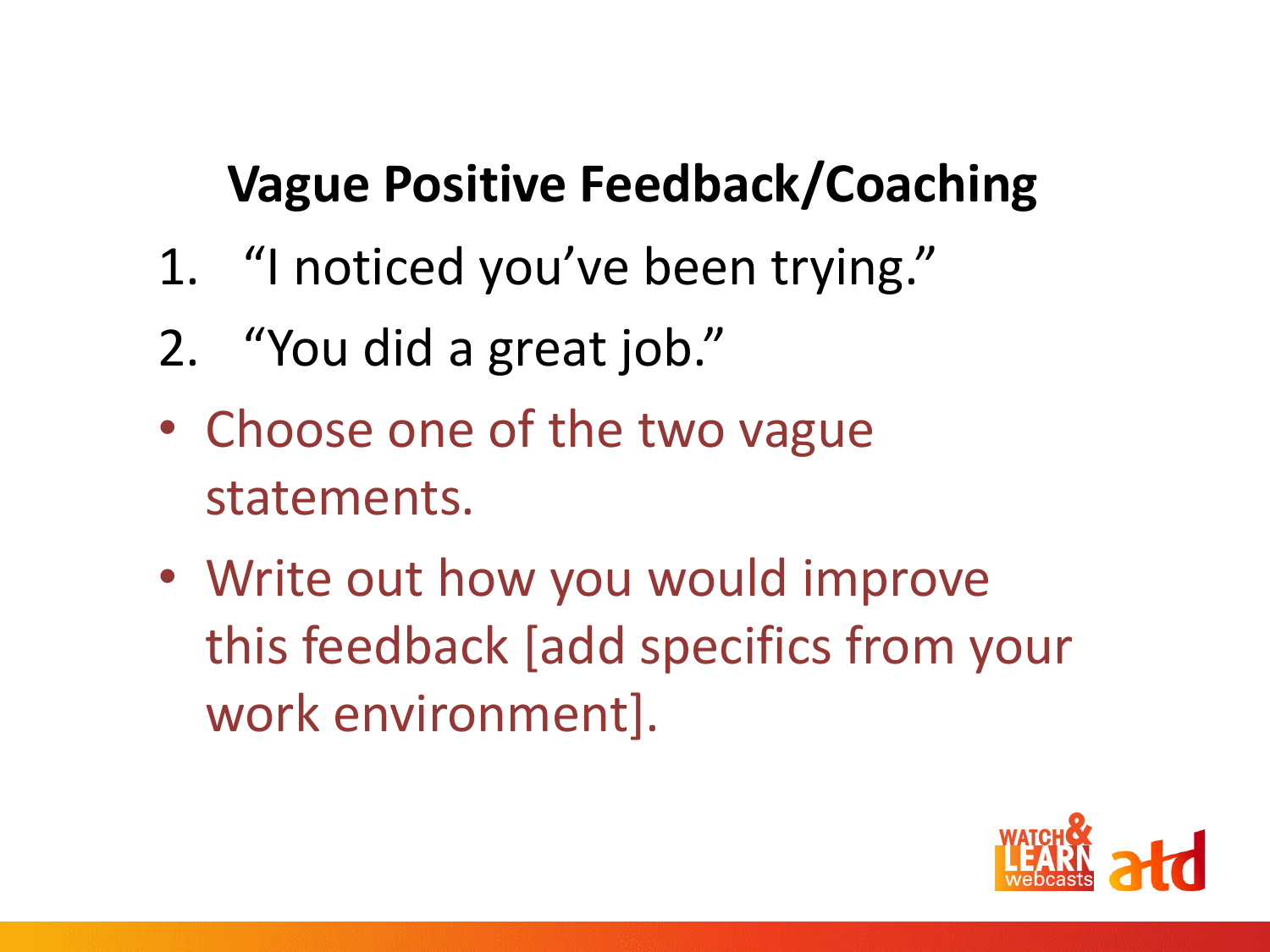## Vague Positive Feedback/Coaching

1. "I noticed you've been trying."
2. "You did a great job."

- Choose one of the two vague statements.
- Write out how you would improve this feedback [add specifics from your work environment].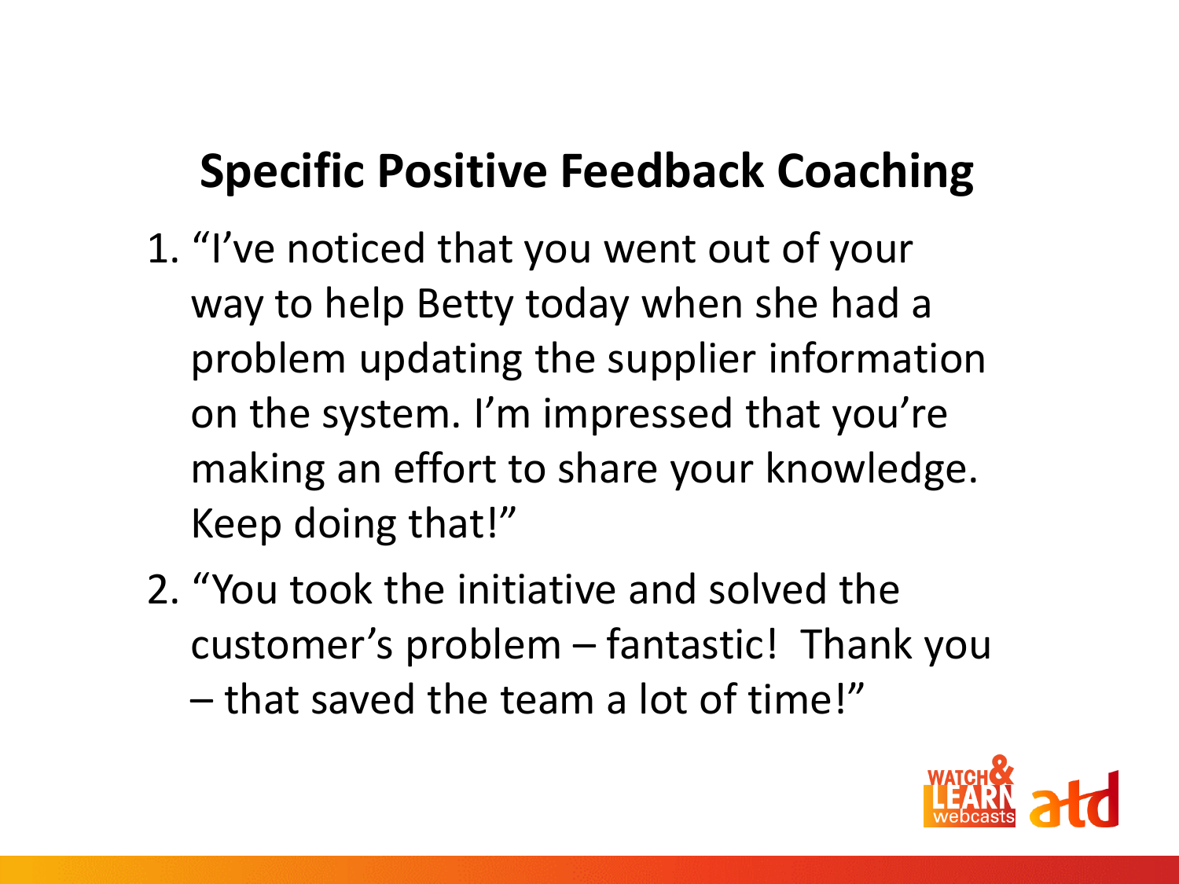# Specific Positive Feedback Coaching

1. "I've noticed that you went out of your way to help Betty today when she had a problem updating the supplier information on the system. I'm impressed that you're making an effort to share your knowledge. Keep doing that!"
2. "You took the initiative and solved the customer's problem – fantastic! Thank you – that saved the team a lot of time!"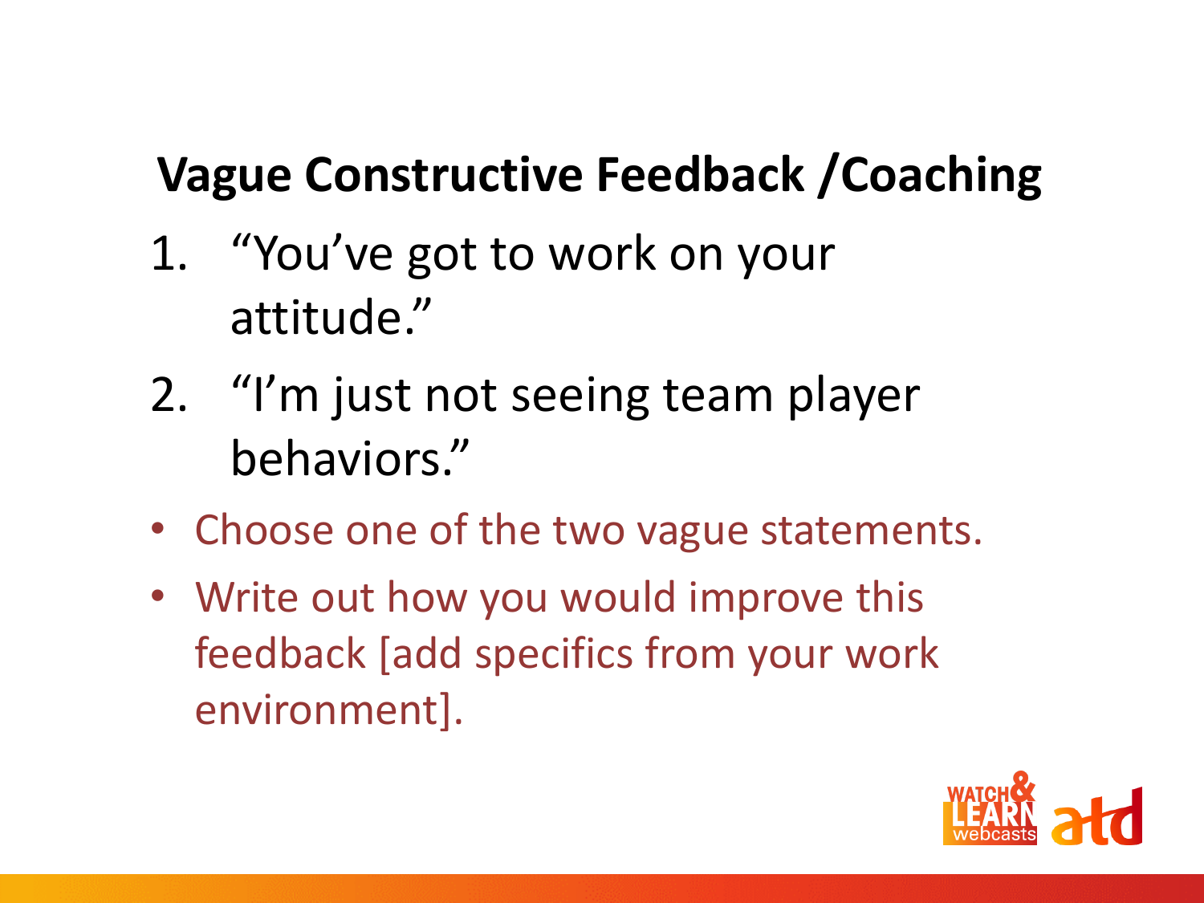## Vague Constructive Feedback /Coaching

1. "You've got to work on your attitude."
2. "I'm just not seeing team player behaviors."

- Choose one of the two vague statements.
- Write out how you would improve this feedback [add specifics from your work environment].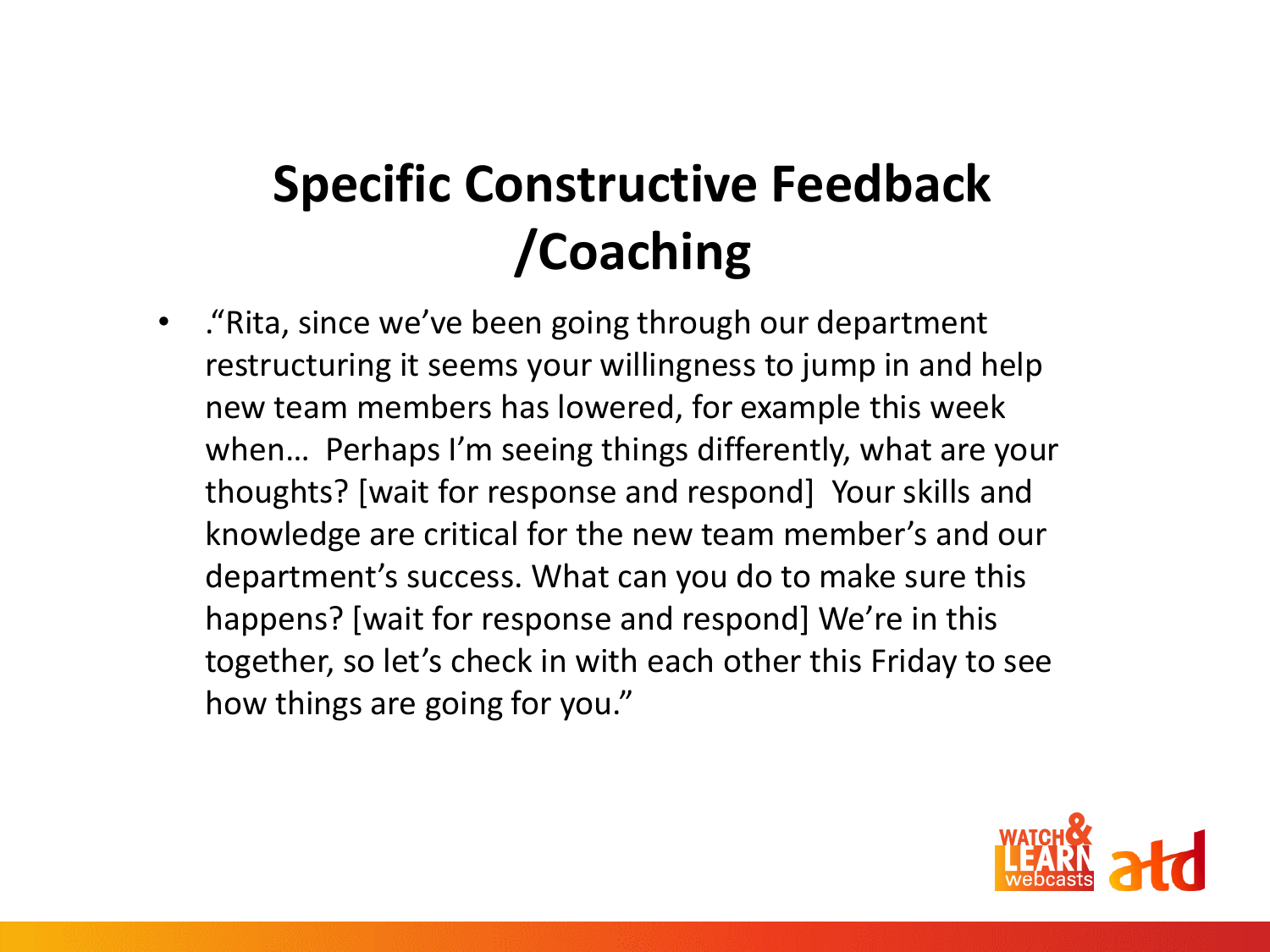# Specific Constructive Feedback /Coaching

- ."Rita, since we've been going through our department restructuring it seems your willingness to jump in and help new team members has lowered, for example this week when… Perhaps I'm seeing things differently, what are your thoughts? [wait for response and respond] Your skills and knowledge are critical for the new team member's and our department's success. What can you do to make sure this happens? [wait for response and respond] We're in this together, so let's check in with each other this Friday to see how things are going for you."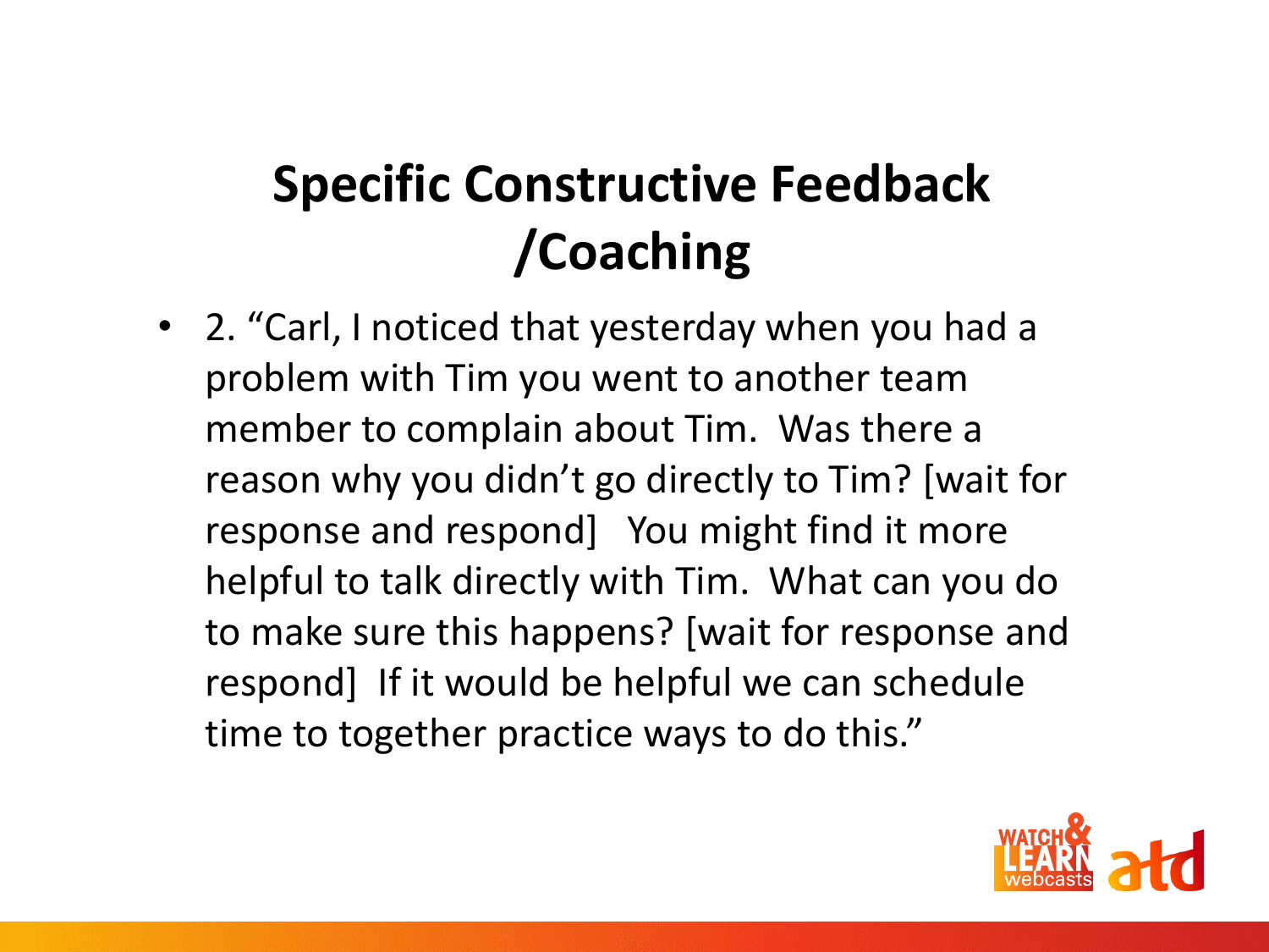# Specific Constructive Feedback /Coaching

- 2. "Carl, I noticed that yesterday when you had a problem with Tim you went to another team member to complain about Tim. Was there a reason why you didn't go directly to Tim? [wait for response and respond] You might find it more helpful to talk directly with Tim. What can you do to make sure this happens? [wait for response and respond] If it would be helpful we can schedule time to together practice ways to do this."